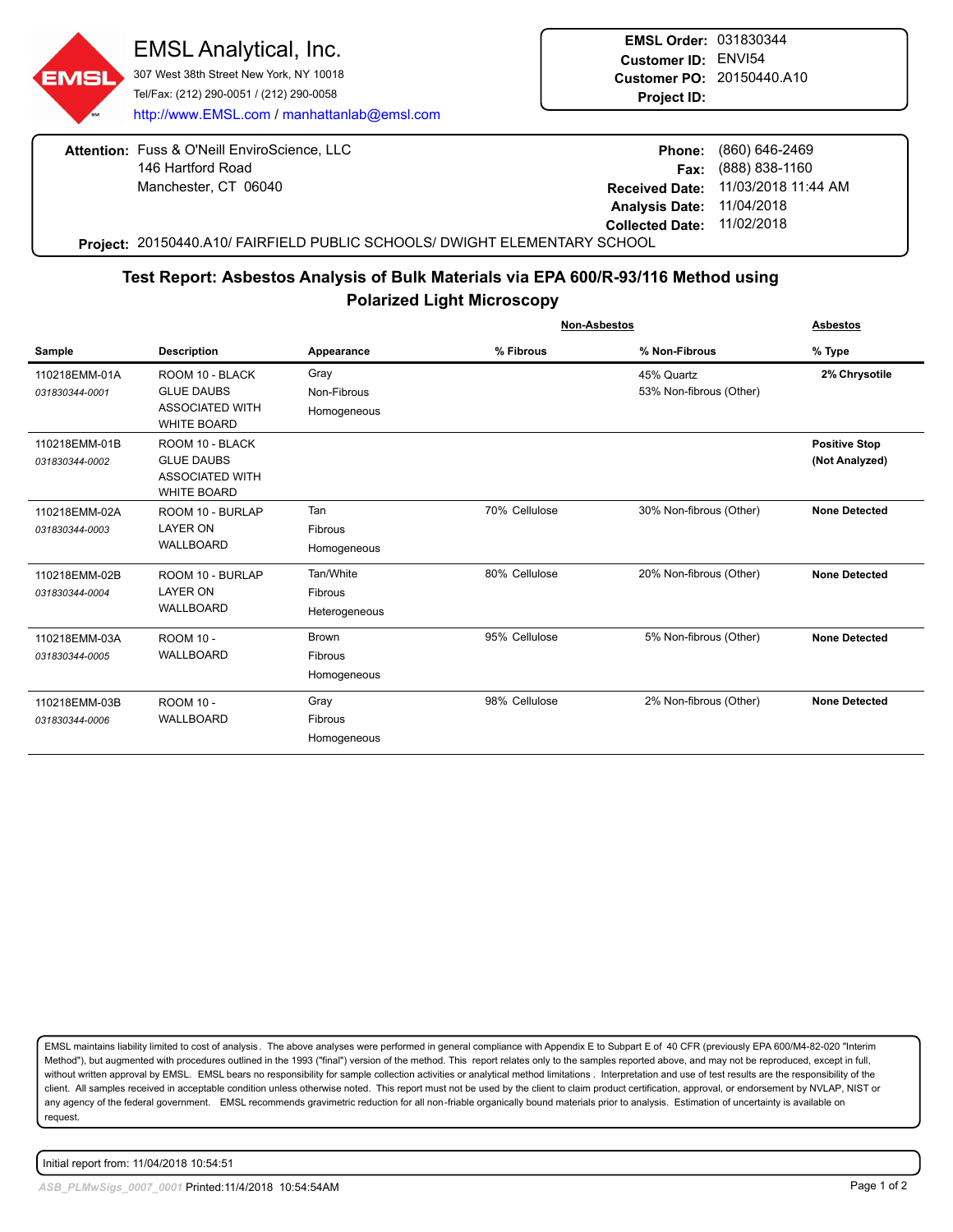# EMSL Analytical, Inc.

307 West 38th Street New York, NY 10018
Tel/Fax: (212) 290-0051 / (212) 290-0058
http://www.EMSL.com / manhattanlab@emsl.com

**EMSL Order:** 031830344
**Customer ID:** ENVI54
**Customer PO:** 20150440.A10
**Project ID:**

**Attention:** Fuss & O'Neill EnviroScience, LLC
146 Hartford Road
Manchester, CT 06040

**Phone:** (860) 646-2469
**Fax:** (888) 838-1160
**Received Date:** 11/03/2018 11:44 AM
**Analysis Date:** 11/04/2018
**Collected Date:** 11/02/2018

**Project:** 20150440.A10/ FAIRFIELD PUBLIC SCHOOLS/ DWIGHT ELEMENTARY SCHOOL

## Test Report: Asbestos Analysis of Bulk Materials via EPA 600/R-93/116 Method using Polarized Light Microscopy

| | | | Non-Asbestos | | Asbestos |
|---|---|---|---|---|---|
| **Sample** | **Description** | **Appearance** | **% Fibrous** | **% Non-Fibrous** | **% Type** |
| 110218EMM-01A *031830344-0001* | ROOM 10 - BLACK GLUE DAUBS ASSOCIATED WITH WHITE BOARD | Gray Non-Fibrous Homogeneous | | 45% Quartz 53% Non-fibrous (Other) | **2% Chrysotile** |
| 110218EMM-01B *031830344-0002* | ROOM 10 - BLACK GLUE DAUBS ASSOCIATED WITH WHITE BOARD | | | | **Positive Stop (Not Analyzed)** |
| 110218EMM-02A *031830344-0003* | ROOM 10 - BURLAP LAYER ON WALLBOARD | Tan Fibrous Homogeneous | 70% Cellulose | 30% Non-fibrous (Other) | **None Detected** |
| 110218EMM-02B *031830344-0004* | ROOM 10 - BURLAP LAYER ON WALLBOARD | Tan/White Fibrous Heterogeneous | 80% Cellulose | 20% Non-fibrous (Other) | **None Detected** |
| 110218EMM-03A *031830344-0005* | ROOM 10 - WALLBOARD | Brown Fibrous Homogeneous | 95% Cellulose | 5% Non-fibrous (Other) | **None Detected** |
| 110218EMM-03B *031830344-0006* | ROOM 10 - WALLBOARD | Gray Fibrous Homogeneous | 98% Cellulose | 2% Non-fibrous (Other) | **None Detected** |

EMSL maintains liability limited to cost of analysis. The above analyses were performed in general compliance with Appendix E to Subpart E of 40 CFR (previously EPA 600/M4-82-020 "Interim Method"), but augmented with procedures outlined in the 1993 ("final") version of the method. This report relates only to the samples reported above, and may not be reproduced, except in full, without written approval by EMSL. EMSL bears no responsibility for sample collection activities or analytical method limitations. Interpretation and use of test results are the responsibility of the client. All samples received in acceptable condition unless otherwise noted. This report must not be used by the client to claim product certification, approval, or endorsement by NVLAP, NIST or any agency of the federal government. EMSL recommends gravimetric reduction for all non-friable organically bound materials prior to analysis. Estimation of uncertainty is available on request.

Initial report from: 11/04/2018 10:54:51

*ASB_PLMwSigs_0007_0001* Printed:11/4/2018 10:54:54AM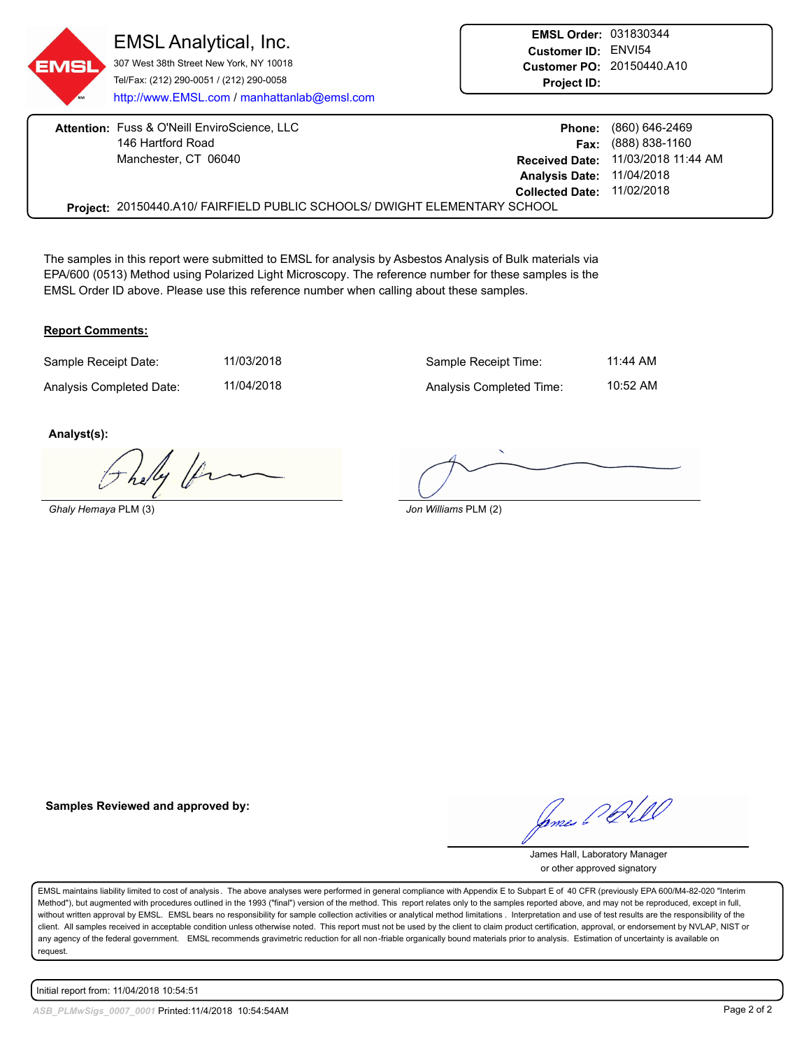# EMSL Analytical, Inc.

307 West 38th Street New York, NY 10018
Tel/Fax: (212) 290-0051 / (212) 290-0058
http://www.EMSL.com / manhattanlab@emsl.com

| | |
|---|---|
| **EMSL Order:** | 031830344 |
| **Customer ID:** | ENVI54 |
| **Customer PO:** | 20150440.A10 |
| **Project ID:** | |

**Attention:** Fuss & O'Neill EnviroScience, LLC
146 Hartford Road
Manchester, CT 06040

| | |
|---|---|
| **Phone:** | (860) 646-2469 |
| **Fax:** | (888) 838-1160 |
| **Received Date:** | 11/03/2018 11:44 AM |
| **Analysis Date:** | 11/04/2018 |
| **Collected Date:** | 11/02/2018 |

**Project:** 20150440.A10/ FAIRFIELD PUBLIC SCHOOLS/ DWIGHT ELEMENTARY SCHOOL

The samples in this report were submitted to EMSL for analysis by Asbestos Analysis of Bulk materials via EPA/600 (0513) Method using Polarized Light Microscopy. The reference number for these samples is the EMSL Order ID above. Please use this reference number when calling about these samples.

**Report Comments:**

| | | | |
|---|---|---|---|
| Sample Receipt Date: | 11/03/2018 | Sample Receipt Time: | 11:44 AM |
| Analysis Completed Date: | 11/04/2018 | Analysis Completed Time: | 10:52 AM |

**Analyst(s):**

*Ghaly Hemaya* PLM (3)

*Jon Williams* PLM (2)

**Samples Reviewed and approved by:**

James Hall, Laboratory Manager
or other approved signatory

EMSL maintains liability limited to cost of analysis. The above analyses were performed in general compliance with Appendix E to Subpart E of 40 CFR (previously EPA 600/M4-82-020 "Interim Method"), but augmented with procedures outlined in the 1993 ("final") version of the method. This report relates only to the samples reported above, and may not be reproduced, except in full, without written approval by EMSL. EMSL bears no responsibility for sample collection activities or analytical method limitations. Interpretation and use of test results are the responsibility of the client. All samples received in acceptable condition unless otherwise noted. This report must not be used by the client to claim product certification, approval, or endorsement by NVLAP, NIST or any agency of the federal government. EMSL recommends gravimetric reduction for all non-friable organically bound materials prior to analysis. Estimation of uncertainty is available on request.

Initial report from: 11/04/2018 10:54:51